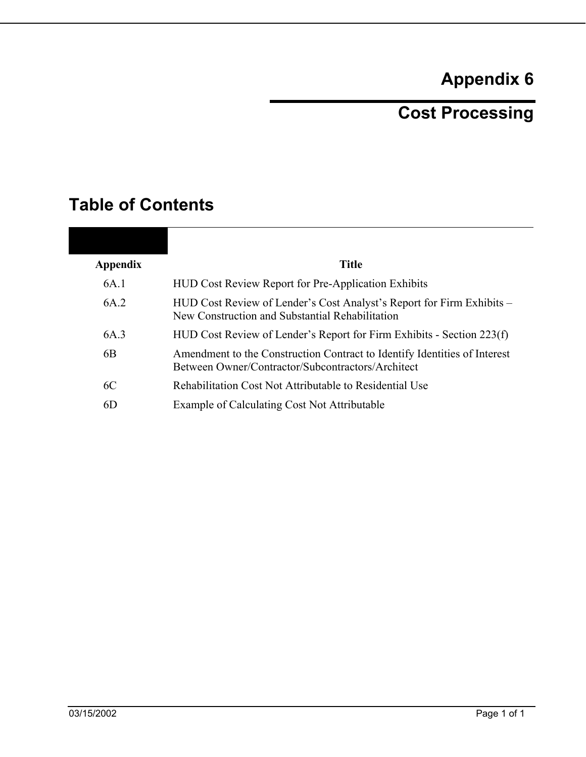# Appendix 6

# Cost Processing

## Table of Contents

| Appendix | Title |
|---|---|
| 6A.1 | HUD Cost Review Report for Pre-Application Exhibits |
| 6A.2 | HUD Cost Review of Lender's Cost Analyst's Report for Firm Exhibits – New Construction and Substantial Rehabilitation |
| 6A.3 | HUD Cost Review of Lender's Report for Firm Exhibits - Section 223(f) |
| 6B | Amendment to the Construction Contract to Identify Identities of Interest Between Owner/Contractor/Subcontractors/Architect |
| 6C | Rehabilitation Cost Not Attributable to Residential Use |
| 6D | Example of Calculating Cost Not Attributable |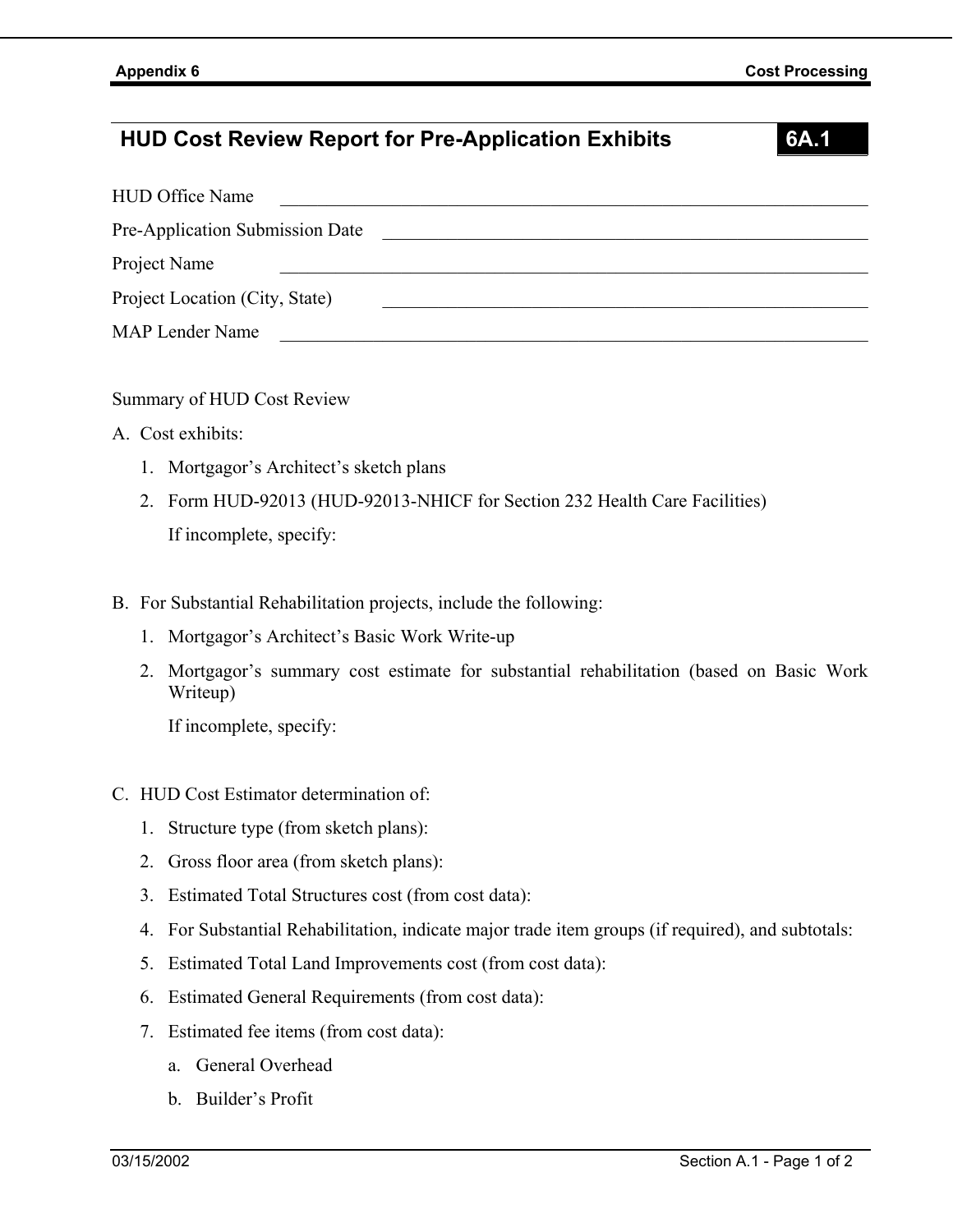# HUD Cost Review Report for Pre-Application Exhibits **6A.1**

HUD Office Name \_\_\_\_\_\_\_\_\_\_\_\_\_\_\_\_\_\_\_\_\_\_\_\_\_\_\_\_\_\_\_\_\_\_\_\_\_\_\_\_\_\_\_\_\_\_\_\_\_\_\_\_\_\_\_\_\_\_\_\_\_\_\_\_

Pre-Application Submission Date \_\_\_\_\_\_\_\_\_\_\_\_\_\_\_\_\_\_\_\_\_\_\_\_\_\_\_\_\_\_\_\_\_\_\_\_\_\_\_\_\_\_\_\_\_\_\_\_\_\_\_\_\_\_

Project Name \_\_\_\_\_\_\_\_\_\_\_\_\_\_\_\_\_\_\_\_\_\_\_\_\_\_\_\_\_\_\_\_\_\_\_\_\_\_\_\_\_\_\_\_\_\_\_\_\_\_\_\_\_\_\_\_\_\_\_\_\_\_\_\_

Project Location (City, State) \_\_\_\_\_\_\_\_\_\_\_\_\_\_\_\_\_\_\_\_\_\_\_\_\_\_\_\_\_\_\_\_\_\_\_\_\_\_\_\_\_\_\_\_\_\_\_\_\_\_\_\_\_\_

MAP Lender Name \_\_\_\_\_\_\_\_\_\_\_\_\_\_\_\_\_\_\_\_\_\_\_\_\_\_\_\_\_\_\_\_\_\_\_\_\_\_\_\_\_\_\_\_\_\_\_\_\_\_\_\_\_\_\_\_\_\_\_\_\_\_\_\_

Summary of HUD Cost Review

A. Cost exhibits:

1. Mortgagor's Architect's sketch plans
2. Form HUD-92013 (HUD-92013-NHICF for Section 232 Health Care Facilities)

   If incomplete, specify:

B. For Substantial Rehabilitation projects, include the following:

1. Mortgagor's Architect's Basic Work Write-up
2. Mortgagor's summary cost estimate for substantial rehabilitation (based on Basic Work Writeup)

   If incomplete, specify:

C. HUD Cost Estimator determination of:

1. Structure type (from sketch plans):
2. Gross floor area (from sketch plans):
3. Estimated Total Structures cost (from cost data):
4. For Substantial Rehabilitation, indicate major trade item groups (if required), and subtotals:
5. Estimated Total Land Improvements cost (from cost data):
6. Estimated General Requirements (from cost data):
7. Estimated fee items (from cost data):
   a. General Overhead
   b. Builder's Profit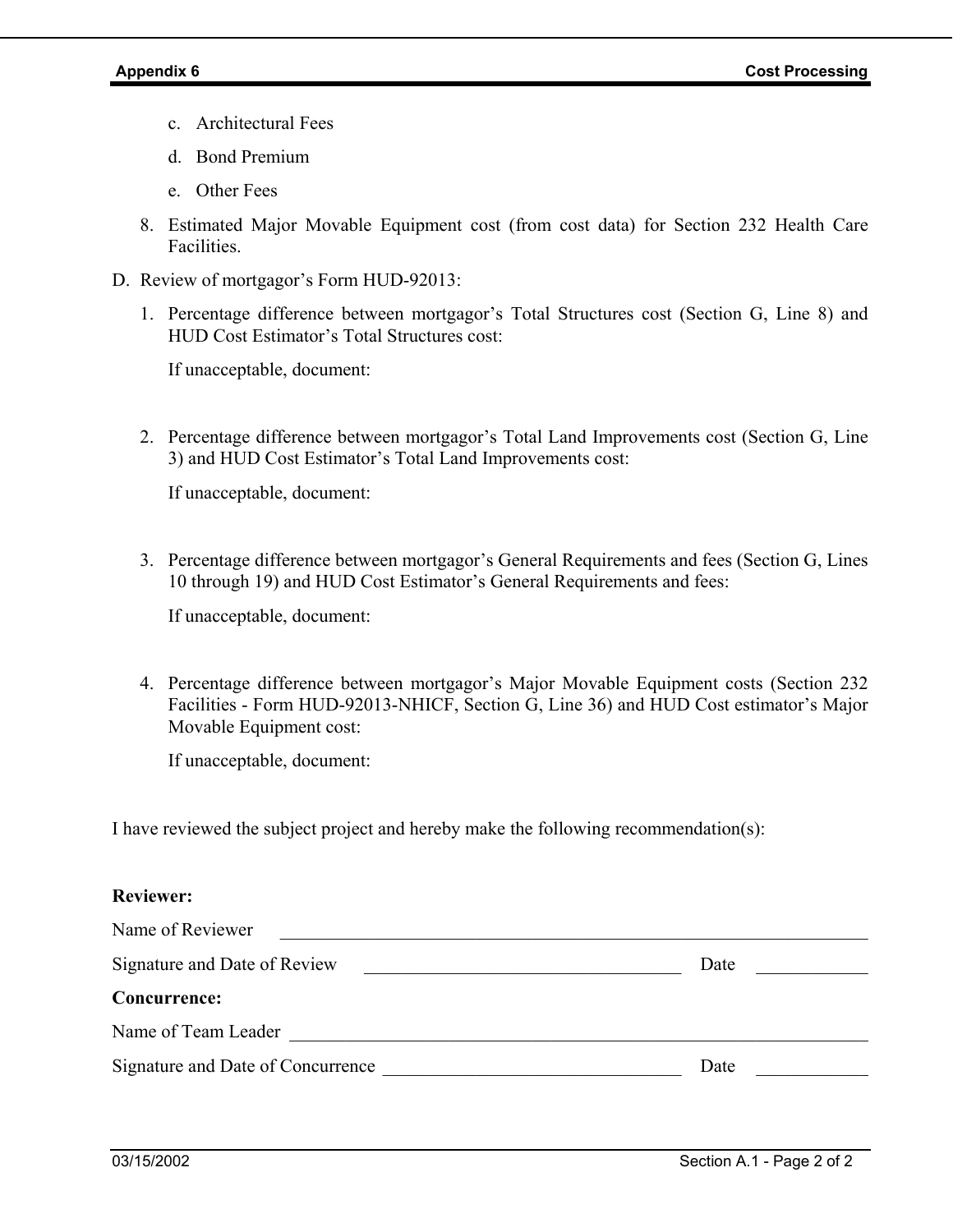c. Architectural Fees

d. Bond Premium

e. Other Fees

8. Estimated Major Movable Equipment cost (from cost data) for Section 232 Health Care Facilities.

D. Review of mortgagor's Form HUD-92013:

1. Percentage difference between mortgagor's Total Structures cost (Section G, Line 8) and HUD Cost Estimator's Total Structures cost:

   If unacceptable, document:

2. Percentage difference between mortgagor's Total Land Improvements cost (Section G, Line 3) and HUD Cost Estimator's Total Land Improvements cost:

   If unacceptable, document:

3. Percentage difference between mortgagor's General Requirements and fees (Section G, Lines 10 through 19) and HUD Cost Estimator's General Requirements and fees:

   If unacceptable, document:

4. Percentage difference between mortgagor's Major Movable Equipment costs (Section 232 Facilities - Form HUD-92013-NHICF, Section G, Line 36) and HUD Cost estimator's Major Movable Equipment cost:

   If unacceptable, document:

I have reviewed the subject project and hereby make the following recommendation(s):

**Reviewer:**

Name of Reviewer ____________________________________________

Signature and Date of Review ______________________ Date __________

**Concurrence:**

Name of Team Leader ____________________________________________

Signature and Date of Concurrence ______________________ Date __________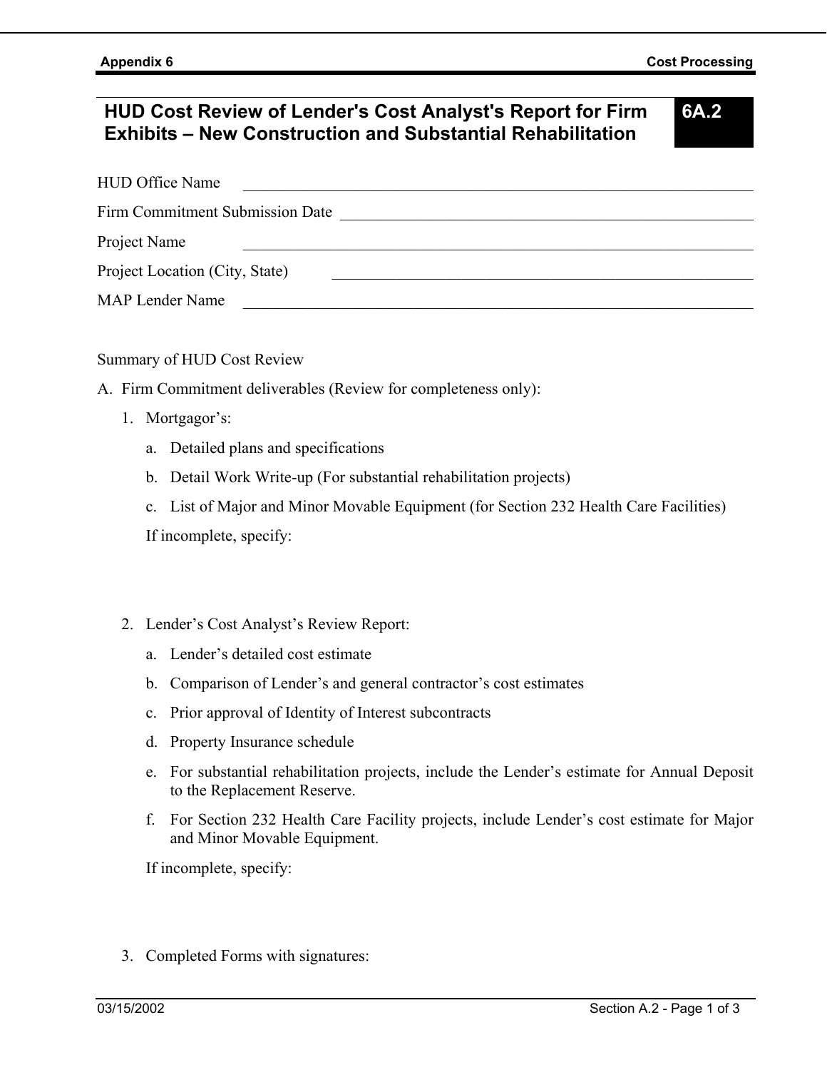## HUD Cost Review of Lender's Cost Analyst's Report for Firm Exhibits – New Construction and Substantial Rehabilitation

**6A.2**

HUD Office Name \_\_\_\_\_\_\_\_\_\_\_\_\_\_\_\_\_\_\_\_\_\_\_\_\_\_\_\_\_\_\_\_\_\_\_\_\_\_\_\_\_\_\_\_\_\_

Firm Commitment Submission Date \_\_\_\_\_\_\_\_\_\_\_\_\_\_\_\_\_\_\_\_\_\_\_\_\_\_\_\_\_\_\_\_\_\_\_\_\_\_

Project Name \_\_\_\_\_\_\_\_\_\_\_\_\_\_\_\_\_\_\_\_\_\_\_\_\_\_\_\_\_\_\_\_\_\_\_\_\_\_\_\_\_\_\_\_\_\_

Project Location (City, State) \_\_\_\_\_\_\_\_\_\_\_\_\_\_\_\_\_\_\_\_\_\_\_\_\_\_\_\_\_\_\_\_\_\_\_\_\_\_\_\_

MAP Lender Name \_\_\_\_\_\_\_\_\_\_\_\_\_\_\_\_\_\_\_\_\_\_\_\_\_\_\_\_\_\_\_\_\_\_\_\_\_\_\_\_\_\_\_\_\_\_

Summary of HUD Cost Review

A. Firm Commitment deliverables (Review for completeness only):

1. Mortgagor's:
   a. Detailed plans and specifications
   b. Detail Work Write-up (For substantial rehabilitation projects)
   c. List of Major and Minor Movable Equipment (for Section 232 Health Care Facilities)

   If incomplete, specify:

2. Lender's Cost Analyst's Review Report:
   a. Lender's detailed cost estimate
   b. Comparison of Lender's and general contractor's cost estimates
   c. Prior approval of Identity of Interest subcontracts
   d. Property Insurance schedule
   e. For substantial rehabilitation projects, include the Lender's estimate for Annual Deposit to the Replacement Reserve.
   f. For Section 232 Health Care Facility projects, include Lender's cost estimate for Major and Minor Movable Equipment.

   If incomplete, specify:

3. Completed Forms with signatures: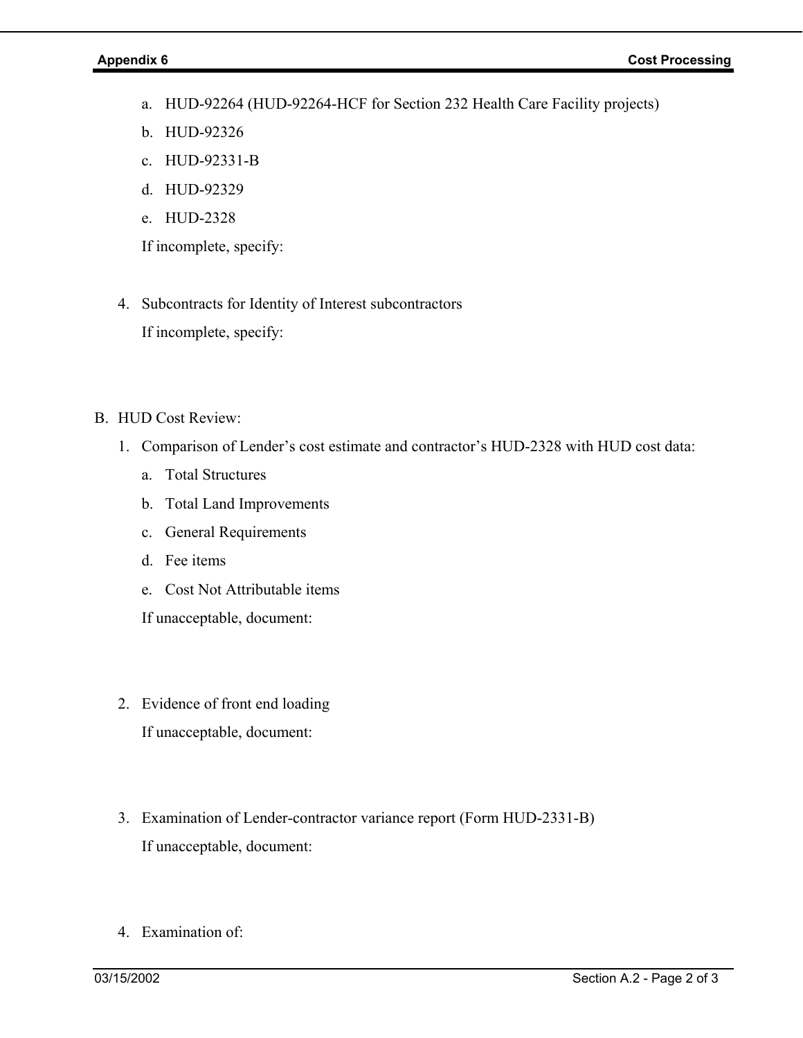a. HUD-92264 (HUD-92264-HCF for Section 232 Health Care Facility projects)

b. HUD-92326

c. HUD-92331-B

d. HUD-92329

e. HUD-2328

If incomplete, specify:

4. Subcontracts for Identity of Interest subcontractors

   If incomplete, specify:

B. HUD Cost Review:

1. Comparison of Lender's cost estimate and contractor's HUD-2328 with HUD cost data:

   a. Total Structures

   b. Total Land Improvements

   c. General Requirements

   d. Fee items

   e. Cost Not Attributable items

   If unacceptable, document:

2. Evidence of front end loading

   If unacceptable, document:

3. Examination of Lender-contractor variance report (Form HUD-2331-B)

   If unacceptable, document:

4. Examination of: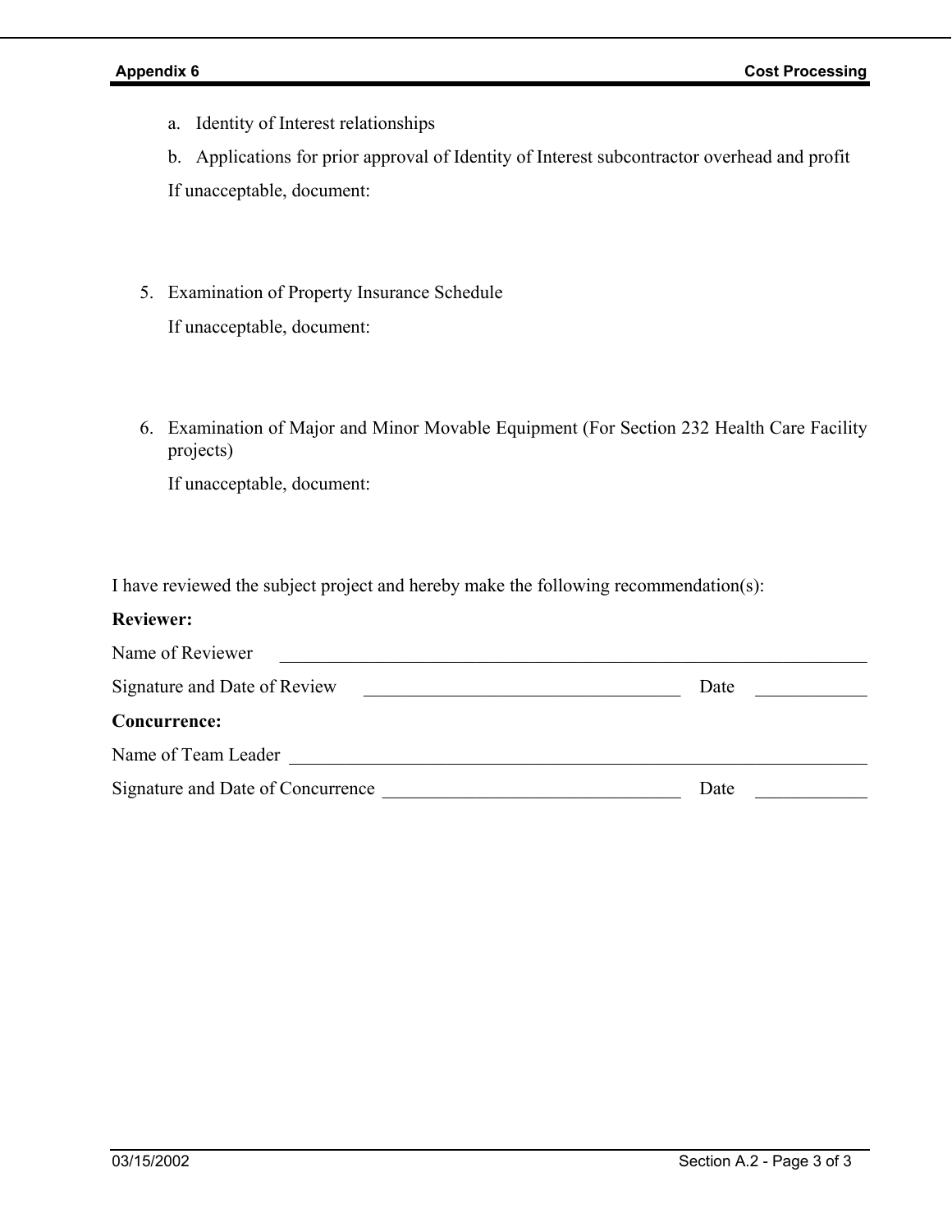a. Identity of Interest relationships

b. Applications for prior approval of Identity of Interest subcontractor overhead and profit

If unacceptable, document:

5. Examination of Property Insurance Schedule

   If unacceptable, document:

6. Examination of Major and Minor Movable Equipment (For Section 232 Health Care Facility projects)

   If unacceptable, document:

I have reviewed the subject project and hereby make the following recommendation(s):

**Reviewer:**

Name of Reviewer ______________________________________________

Signature and Date of Review ____________________________ Date __________

**Concurrence:**

Name of Team Leader ______________________________________________

Signature and Date of Concurrence ____________________________ Date __________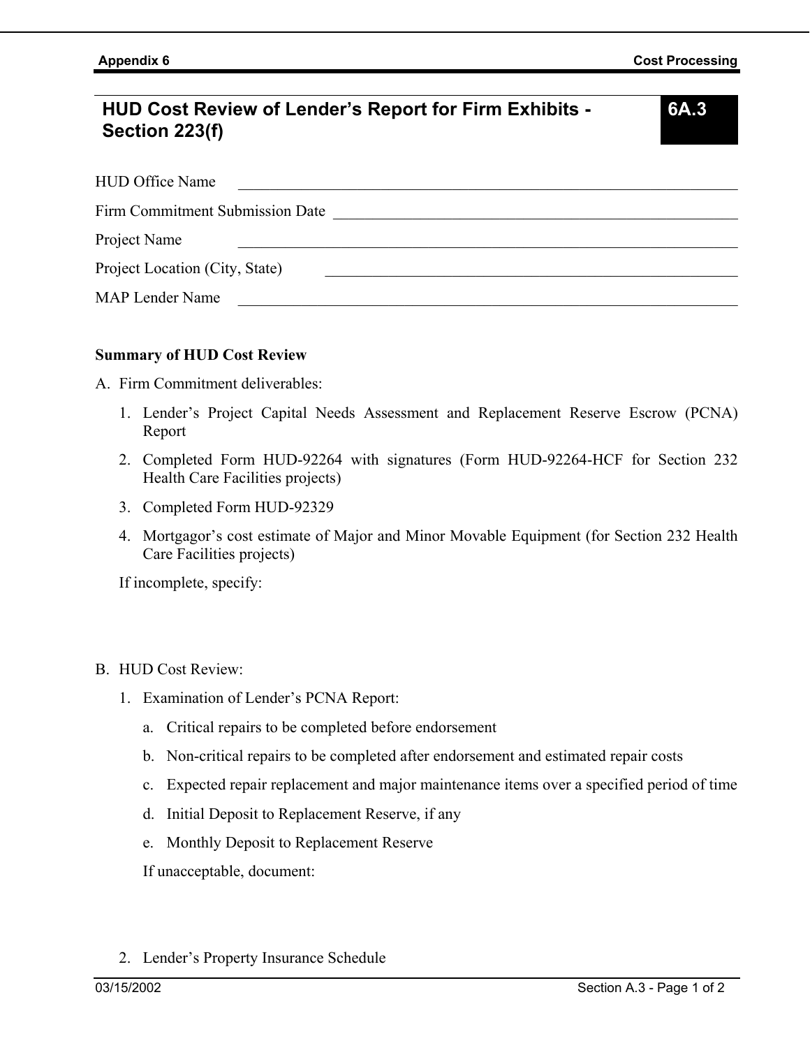## HUD Cost Review of Lender's Report for Firm Exhibits - Section 223(f)

**6A.3**

HUD Office Name ____________________________________________

Firm Commitment Submission Date ____________________________________

Project Name ____________________________________________

Project Location (City, State) ______________________________________

MAP Lender Name ____________________________________________

**Summary of HUD Cost Review**

A. Firm Commitment deliverables:

1. Lender's Project Capital Needs Assessment and Replacement Reserve Escrow (PCNA) Report
2. Completed Form HUD-92264 with signatures (Form HUD-92264-HCF for Section 232 Health Care Facilities projects)
3. Completed Form HUD-92329
4. Mortgagor's cost estimate of Major and Minor Movable Equipment (for Section 232 Health Care Facilities projects)

If incomplete, specify:

B. HUD Cost Review:

1. Examination of Lender's PCNA Report:
   a. Critical repairs to be completed before endorsement
   b. Non-critical repairs to be completed after endorsement and estimated repair costs
   c. Expected repair replacement and major maintenance items over a specified period of time
   d. Initial Deposit to Replacement Reserve, if any
   e. Monthly Deposit to Replacement Reserve

   If unacceptable, document:

2. Lender's Property Insurance Schedule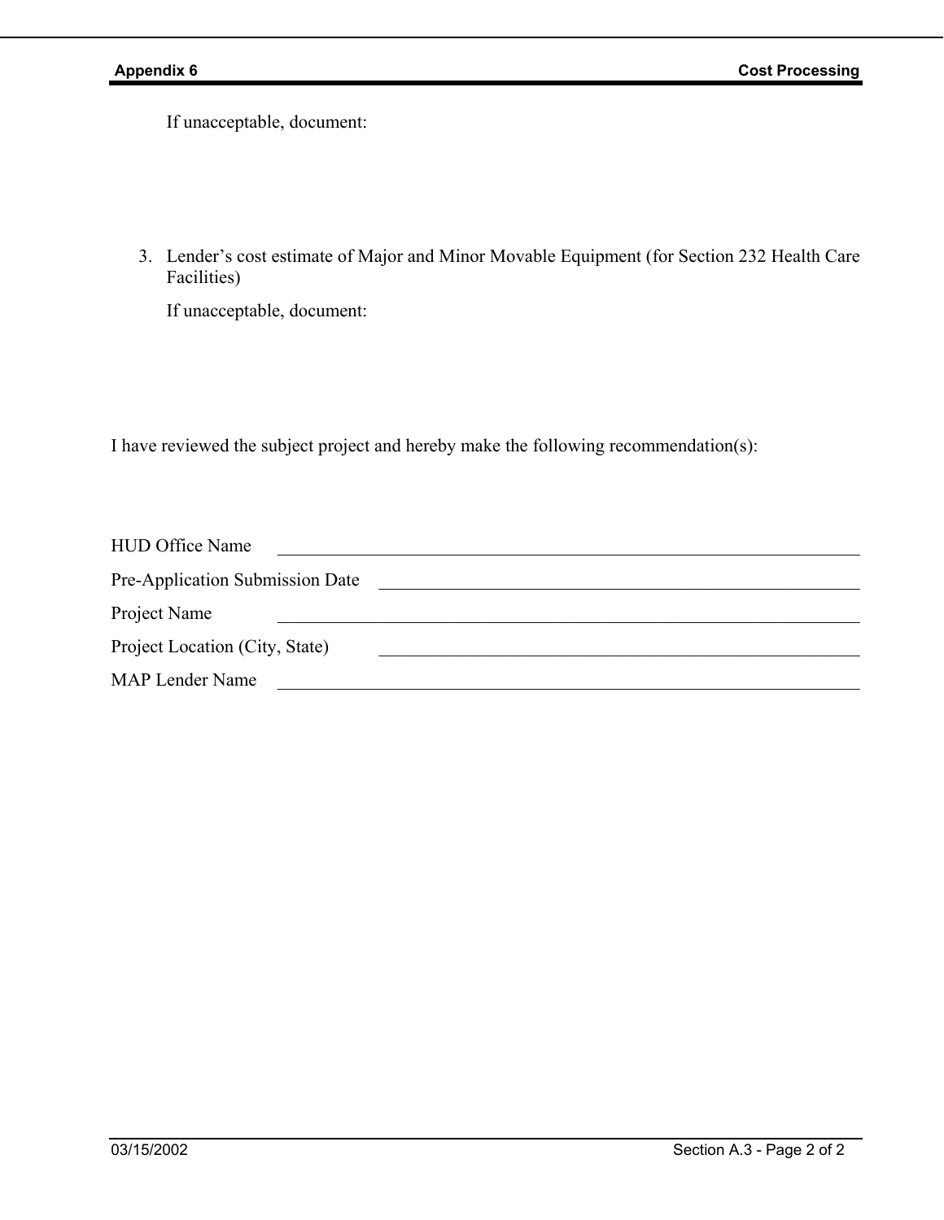If unacceptable, document:

3. Lender's cost estimate of Major and Minor Movable Equipment (for Section 232 Health Care Facilities)

   If unacceptable, document:

I have reviewed the subject project and hereby make the following recommendation(s):

HUD Office Name ________________________________________________

Pre-Application Submission Date ____________________________________

Project Name ___________________________________________________

Project Location (City, State) _______________________________________

MAP Lender Name _______________________________________________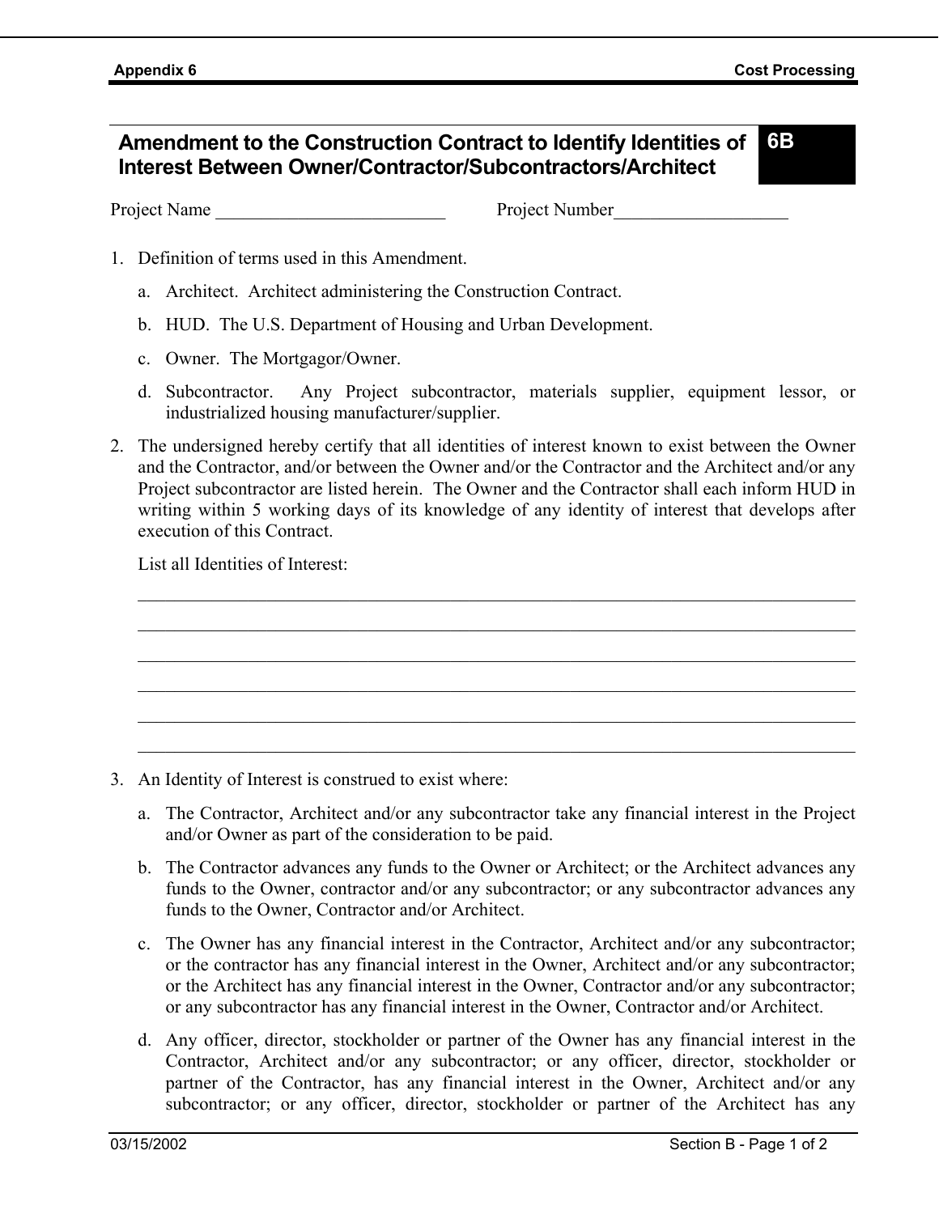## Amendment to the Construction Contract to Identify Identities of Interest Between Owner/Contractor/Subcontractors/Architect

**6B**

Project Name ___________________________ Project Number____________________

1. Definition of terms used in this Amendment.

   a. Architect. Architect administering the Construction Contract.

   b. HUD. The U.S. Department of Housing and Urban Development.

   c. Owner. The Mortgagor/Owner.

   d. Subcontractor. Any Project subcontractor, materials supplier, equipment lessor, or industrialized housing manufacturer/supplier.

2. The undersigned hereby certify that all identities of interest known to exist between the Owner and the Contractor, and/or between the Owner and/or the Contractor and the Architect and/or any Project subcontractor are listed herein. The Owner and the Contractor shall each inform HUD in writing within 5 working days of its knowledge of any identity of interest that develops after execution of this Contract.

   List all Identities of Interest:

   ______________________________________________________________________________

   ______________________________________________________________________________

   ______________________________________________________________________________

   ______________________________________________________________________________

   ______________________________________________________________________________

   ______________________________________________________________________________

3. An Identity of Interest is construed to exist where:

   a. The Contractor, Architect and/or any subcontractor take any financial interest in the Project and/or Owner as part of the consideration to be paid.

   b. The Contractor advances any funds to the Owner or Architect; or the Architect advances any funds to the Owner, contractor and/or any subcontractor; or any subcontractor advances any funds to the Owner, Contractor and/or Architect.

   c. The Owner has any financial interest in the Contractor, Architect and/or any subcontractor; or the contractor has any financial interest in the Owner, Architect and/or any subcontractor; or the Architect has any financial interest in the Owner, Contractor and/or any subcontractor; or any subcontractor has any financial interest in the Owner, Contractor and/or Architect.

   d. Any officer, director, stockholder or partner of the Owner has any financial interest in the Contractor, Architect and/or any subcontractor; or any officer, director, stockholder or partner of the Contractor, has any financial interest in the Owner, Architect and/or any subcontractor; or any officer, director, stockholder or partner of the Architect has any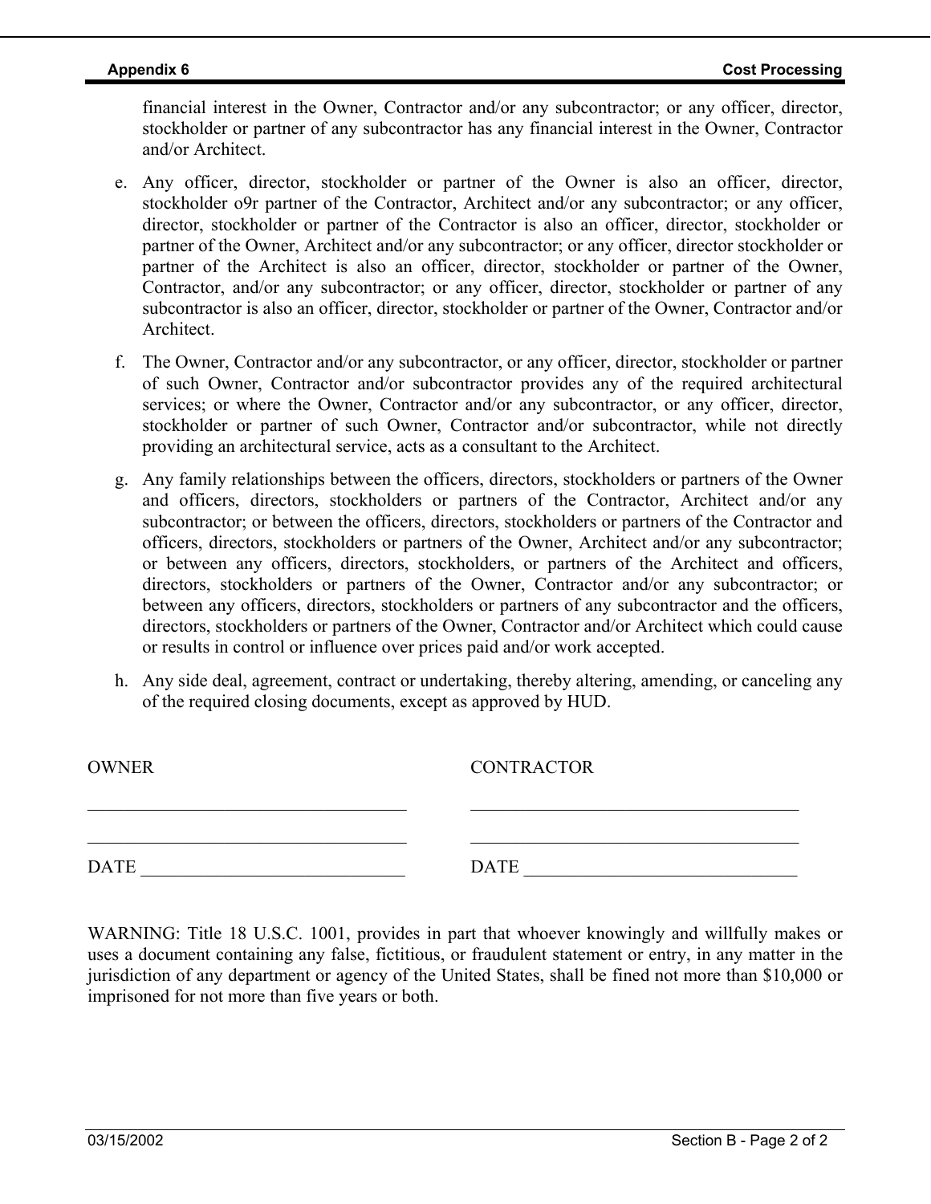financial interest in the Owner, Contractor and/or any subcontractor; or any officer, director, stockholder or partner of any subcontractor has any financial interest in the Owner, Contractor and/or Architect.

e. Any officer, director, stockholder or partner of the Owner is also an officer, director, stockholder o9r partner of the Contractor, Architect and/or any subcontractor; or any officer, director, stockholder or partner of the Contractor is also an officer, director, stockholder or partner of the Owner, Architect and/or any subcontractor; or any officer, director stockholder or partner of the Architect is also an officer, director, stockholder or partner of the Owner, Contractor, and/or any subcontractor; or any officer, director, stockholder or partner of any subcontractor is also an officer, director, stockholder or partner of the Owner, Contractor and/or Architect.

f. The Owner, Contractor and/or any subcontractor, or any officer, director, stockholder or partner of such Owner, Contractor and/or subcontractor provides any of the required architectural services; or where the Owner, Contractor and/or any subcontractor, or any officer, director, stockholder or partner of such Owner, Contractor and/or subcontractor, while not directly providing an architectural service, acts as a consultant to the Architect.

g. Any family relationships between the officers, directors, stockholders or partners of the Owner and officers, directors, stockholders or partners of the Contractor, Architect and/or any subcontractor; or between the officers, directors, stockholders or partners of the Contractor and officers, directors, stockholders or partners of the Owner, Architect and/or any subcontractor; or between any officers, directors, stockholders, or partners of the Architect and officers, directors, stockholders or partners of the Owner, Contractor and/or any subcontractor; or between any officers, directors, stockholders or partners of any subcontractor and the officers, directors, stockholders or partners of the Owner, Contractor and/or Architect which could cause or results in control or influence over prices paid and/or work accepted.

h. Any side deal, agreement, contract or undertaking, thereby altering, amending, or canceling any of the required closing documents, except as approved by HUD.

| OWNER | CONTRACTOR |
|---|---|
| ____________________________________ | ____________________________________ |
| ____________________________________ | ____________________________________ |
| DATE ______________________________ | DATE ______________________________ |

WARNING: Title 18 U.S.C. 1001, provides in part that whoever knowingly and willfully makes or uses a document containing any false, fictitious, or fraudulent statement or entry, in any matter in the jurisdiction of any department or agency of the United States, shall be fined not more than $10,000 or imprisoned for not more than five years or both.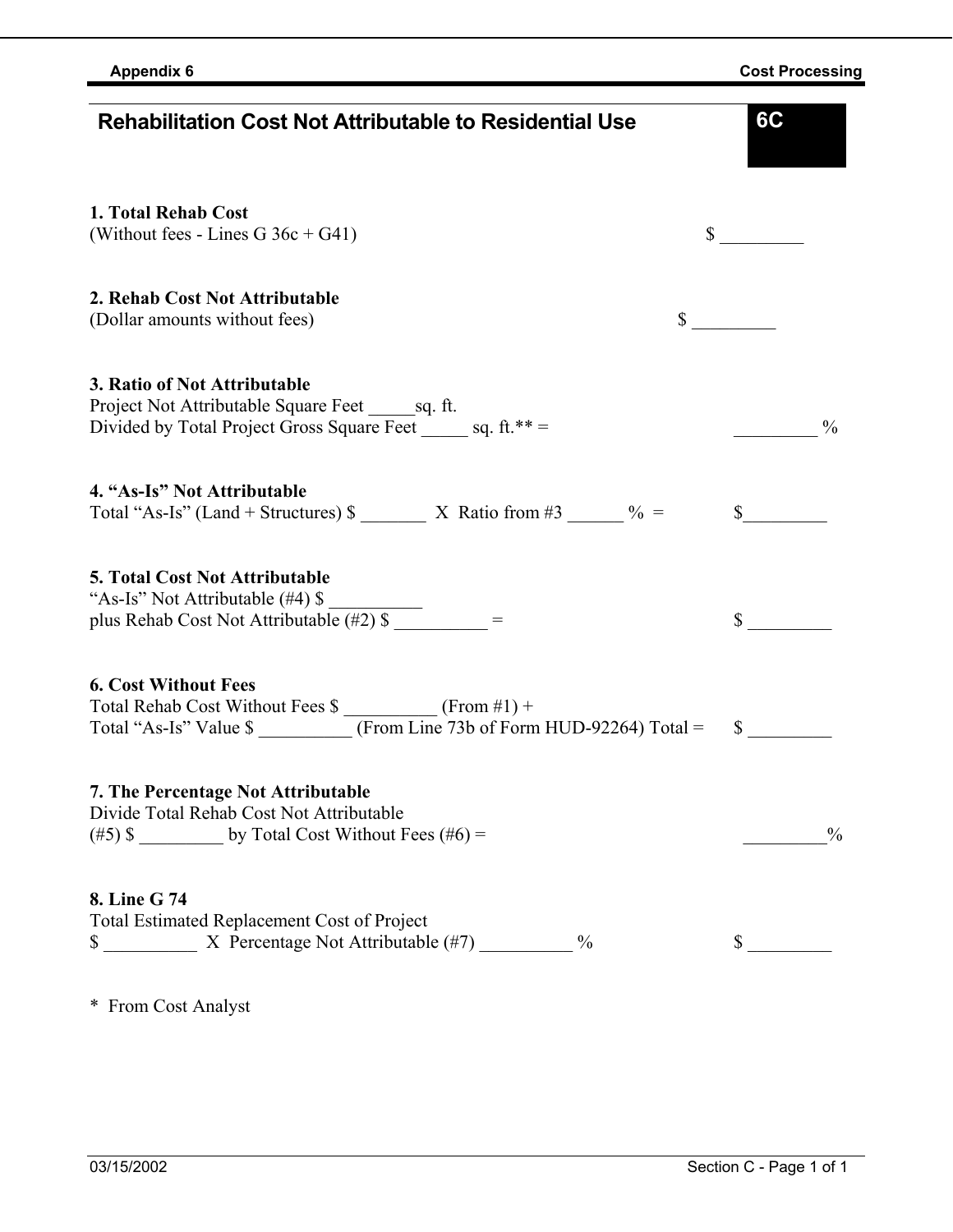# Rehabilitation Cost Not Attributable to Residential Use

**6C**

**1. Total Rehab Cost**
(Without fees - Lines G 36c + G41) $ _________

**2. Rehab Cost Not Attributable**
(Dollar amounts without fees) $ _________

**3. Ratio of Not Attributable**
Project Not Attributable Square Feet _____sq. ft.
Divided by Total Project Gross Square Feet _____ sq. ft.** = _________ %

**4. "As-Is" Not Attributable**
Total "As-Is" (Land + Structures) $ _______ X Ratio from #3 ______ % = $_________

**5. Total Cost Not Attributable**
"As-Is" Not Attributable (#4) $ __________
plus Rehab Cost Not Attributable (#2) $ __________ = $ _________

**6. Cost Without Fees**
Total Rehab Cost Without Fees $ __________ (From #1) +
Total "As-Is" Value $ __________ (From Line 73b of Form HUD-92264) Total = $ _________

**7. The Percentage Not Attributable**
Divide Total Rehab Cost Not Attributable
(#5) $ _________ by Total Cost Without Fees (#6) = _________%

**8. Line G 74**
Total Estimated Replacement Cost of Project
$ __________ X Percentage Not Attributable (#7) __________ % $ _________

* From Cost Analyst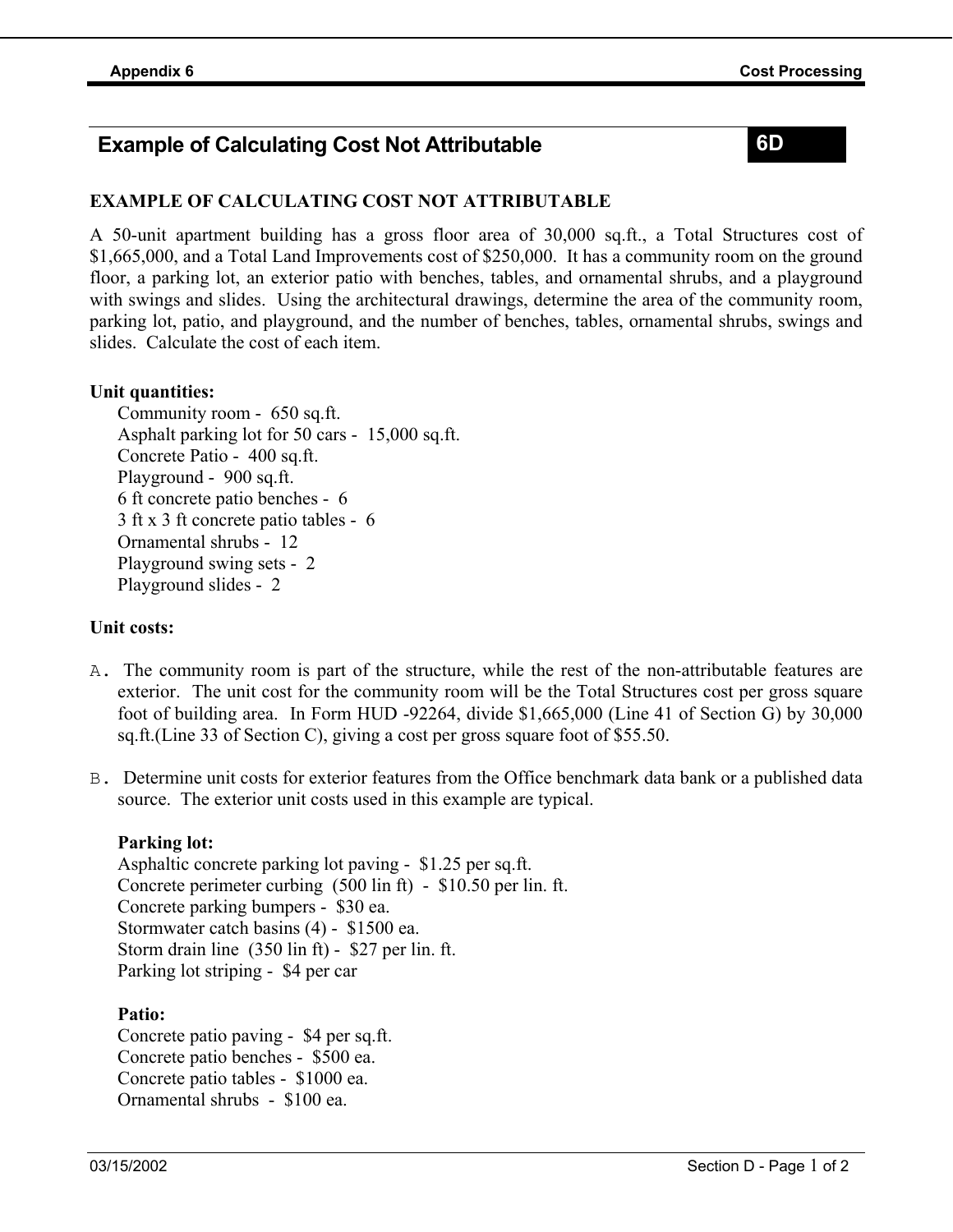## Example of Calculating Cost Not Attributable 6D

### EXAMPLE OF CALCULATING COST NOT ATTRIBUTABLE

A 50-unit apartment building has a gross floor area of 30,000 sq.ft., a Total Structures cost of $1,665,000, and a Total Land Improvements cost of $250,000. It has a community room on the ground floor, a parking lot, an exterior patio with benches, tables, and ornamental shrubs, and a playground with swings and slides. Using the architectural drawings, determine the area of the community room, parking lot, patio, and playground, and the number of benches, tables, ornamental shrubs, swings and slides. Calculate the cost of each item.

**Unit quantities:**

Community room - 650 sq.ft.
Asphalt parking lot for 50 cars - 15,000 sq.ft.
Concrete Patio - 400 sq.ft.
Playground - 900 sq.ft.
6 ft concrete patio benches - 6
3 ft x 3 ft concrete patio tables - 6
Ornamental shrubs - 12
Playground swing sets - 2
Playground slides - 2

**Unit costs:**

A. The community room is part of the structure, while the rest of the non-attributable features are exterior. The unit cost for the community room will be the Total Structures cost per gross square foot of building area. In Form HUD -92264, divide $1,665,000 (Line 41 of Section G) by 30,000 sq.ft.(Line 33 of Section C), giving a cost per gross square foot of $55.50.

B. Determine unit costs for exterior features from the Office benchmark data bank or a published data source. The exterior unit costs used in this example are typical.

**Parking lot:**

Asphaltic concrete parking lot paving - $1.25 per sq.ft.
Concrete perimeter curbing (500 lin ft) - $10.50 per lin. ft.
Concrete parking bumpers - $30 ea.
Stormwater catch basins (4) - $1500 ea.
Storm drain line (350 lin ft) - $27 per lin. ft.
Parking lot striping - $4 per car

**Patio:**

Concrete patio paving - $4 per sq.ft.
Concrete patio benches - $500 ea.
Concrete patio tables - $1000 ea.
Ornamental shrubs - $100 ea.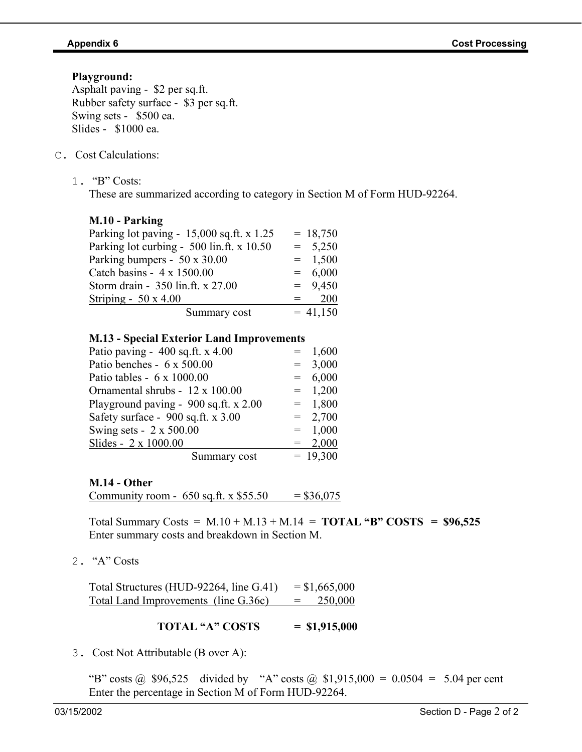**Playground:**
Asphalt paving - $2 per sq.ft.
Rubber safety surface - $3 per sq.ft.
Swing sets - $500 ea.
Slides - $1000 ea.

C. Cost Calculations:

1. "B" Costs:
These are summarized according to category in Section M of Form HUD-92264.

**M.10 - Parking**

| | |
|---|---|
| Parking lot paving - 15,000 sq.ft. x 1.25 | = 18,750 |
| Parking lot curbing - 500 lin.ft. x 10.50 | = 5,250 |
| Parking bumpers - 50 x 30.00 | = 1,500 |
| Catch basins - 4 x 1500.00 | = 6,000 |
| Storm drain - 350 lin.ft. x 27.00 | = 9,450 |
| Striping - 50 x 4.00 | = 200 |
| Summary cost | = 41,150 |

**M.13 - Special Exterior Land Improvements**

| | |
|---|---|
| Patio paving - 400 sq.ft. x 4.00 | = 1,600 |
| Patio benches - 6 x 500.00 | = 3,000 |
| Patio tables - 6 x 1000.00 | = 6,000 |
| Ornamental shrubs - 12 x 100.00 | = 1,200 |
| Playground paving - 900 sq.ft. x 2.00 | = 1,800 |
| Safety surface - 900 sq.ft. x 3.00 | = 2,700 |
| Swing sets - 2 x 500.00 | = 1,000 |
| Slides - 2 x 1000.00 | = 2,000 |
| Summary cost | = 19,300 |

**M.14 - Other**
Community room - 650 sq.ft. x $55.50 = $36,075

Total Summary Costs = M.10 + M.13 + M.14 = **TOTAL "B" COSTS = $96,525**
Enter summary costs and breakdown in Section M.

2. "A" Costs

| | |
|---|---|
| Total Structures (HUD-92264, line G.41) | = $1,665,000 |
| Total Land Improvements (line G.36c) | = 250,000 |
| **TOTAL "A" COSTS** | **= $1,915,000** |

3. Cost Not Attributable (B over A):

"B" costs @ $96,525 divided by "A" costs @ $1,915,000 = 0.0504 = 5.04 per cent
Enter the percentage in Section M of Form HUD-92264.